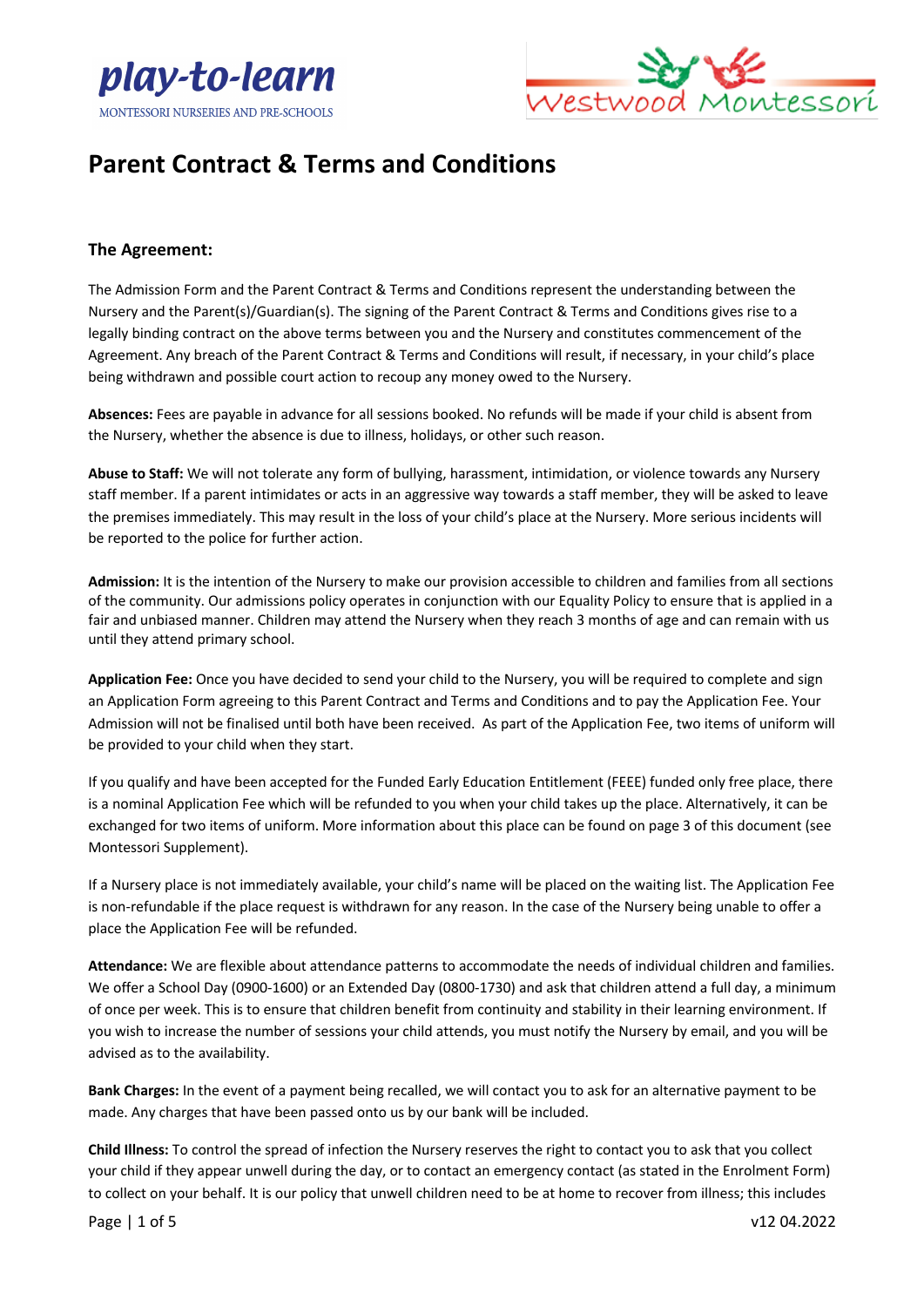# Parent Contract & Terms and Conditions

## The Agreement:

The Admission Form and the Parent Contract & Terms and Conditions represent the understanding between the Nursery and the Parent(s)/Guardian(s). The signing of the Parent Contract & Terms and Conditions gives rise to a legally binding contract on the above terms between you and the Nursery and constitutes commencement of the Agreement. Any breach of the Parent Contract & Terms and Conditions will result, if necessary, in your child's place being withdrawn and possible court action to recoup any money owed to the Nursery.

**Absences:** Fees are payable in advance for all sessions booked. No refunds will be made if your child is absent from the Nursery, whether the absence is due to illness, holidays, or other such reason.

**Abuse to Staff:** We will not tolerate any form of bullying, harassment, intimidation, or violence towards any Nursery staff member. If a parent intimidates or acts in an aggressive way towards a staff member, they will be asked to leave the premises immediately. This may result in the loss of your child's place at the Nursery. More serious incidents will be reported to the police for further action.

**Admission:** It is the intention of the Nursery to make our provision accessible to children and families from all sections of the community. Our admissions policy operates in conjunction with our Equality Policy to ensure that is applied in a fair and unbiased manner. Children may attend the Nursery when they reach 3 months of age and can remain with us until they attend primary school.

**Application Fee:** Once you have decided to send your child to the Nursery, you will be required to complete and sign an Application Form agreeing to this Parent Contract and Terms and Conditions and to pay the Application Fee. Your Admission will not be finalised until both have been received. As part of the Application Fee, two items of uniform will be provided to your child when they start.

If you qualify and have been accepted for the Funded Early Education Entitlement (FEEE) funded only free place, there is a nominal Application Fee which will be refunded to you when your child takes up the place. Alternatively, it can be exchanged for two items of uniform. More information about this place can be found on page 3 of this document (see Montessori Supplement).

If a Nursery place is not immediately available, your child's name will be placed on the waiting list. The Application Fee is non-refundable if the place request is withdrawn for any reason. In the case of the Nursery being unable to offer a place the Application Fee will be refunded.

**Attendance:** We are flexible about attendance patterns to accommodate the needs of individual children and families. We offer a School Day (0900-1600) or an Extended Day (0800-1730) and ask that children attend a full day, a minimum of once per week. This is to ensure that children benefit from continuity and stability in their learning environment. If you wish to increase the number of sessions your child attends, you must notify the Nursery by email, and you will be advised as to the availability.

**Bank Charges:** In the event of a payment being recalled, we will contact you to ask for an alternative payment to be made. Any charges that have been passed onto us by our bank will be included.

**Child Illness:** To control the spread of infection the Nursery reserves the right to contact you to ask that you collect your child if they appear unwell during the day, or to contact an emergency contact (as stated in the Enrolment Form) to collect on your behalf. It is our policy that unwell children need to be at home to recover from illness; this includes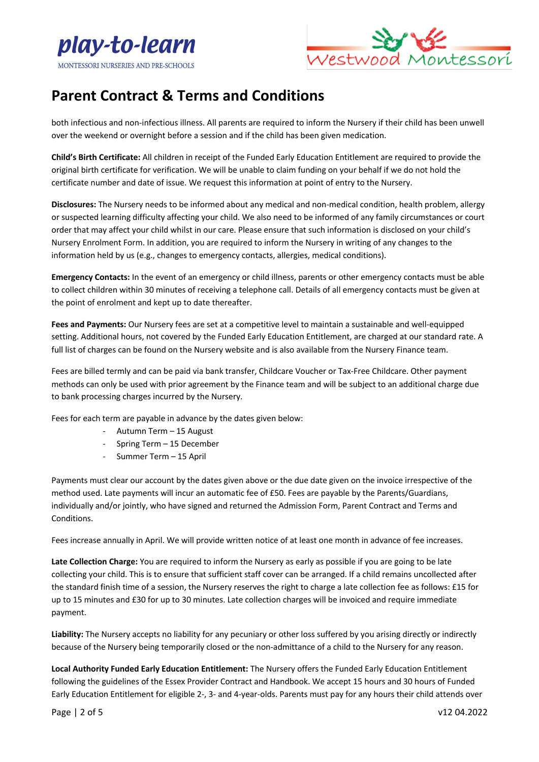# Parent Contract & Terms and Conditions

both infectious and non-infectious illness. All parents are required to inform the Nursery if their child has been unwell over the weekend or overnight before a session and if the child has been given medication.

**Child's Birth Certificate:** All children in receipt of the Funded Early Education Entitlement are required to provide the original birth certificate for verification. We will be unable to claim funding on your behalf if we do not hold the certificate number and date of issue. We request this information at point of entry to the Nursery.

**Disclosures:** The Nursery needs to be informed about any medical and non-medical condition, health problem, allergy or suspected learning difficulty affecting your child. We also need to be informed of any family circumstances or court order that may affect your child whilst in our care. Please ensure that such information is disclosed on your child's Nursery Enrolment Form. In addition, you are required to inform the Nursery in writing of any changes to the information held by us (e.g., changes to emergency contacts, allergies, medical conditions).

**Emergency Contacts:** In the event of an emergency or child illness, parents or other emergency contacts must be able to collect children within 30 minutes of receiving a telephone call. Details of all emergency contacts must be given at the point of enrolment and kept up to date thereafter.

**Fees and Payments:** Our Nursery fees are set at a competitive level to maintain a sustainable and well-equipped setting. Additional hours, not covered by the Funded Early Education Entitlement, are charged at our standard rate. A full list of charges can be found on the Nursery website and is also available from the Nursery Finance team.

Fees are billed termly and can be paid via bank transfer, Childcare Voucher or Tax-Free Childcare. Other payment methods can only be used with prior agreement by the Finance team and will be subject to an additional charge due to bank processing charges incurred by the Nursery.

Fees for each term are payable in advance by the dates given below:

- Autumn Term – 15 August
- Spring Term – 15 December
- Summer Term – 15 April

Payments must clear our account by the dates given above or the due date given on the invoice irrespective of the method used. Late payments will incur an automatic fee of £50. Fees are payable by the Parents/Guardians, individually and/or jointly, who have signed and returned the Admission Form, Parent Contract and Terms and Conditions.

Fees increase annually in April. We will provide written notice of at least one month in advance of fee increases.

**Late Collection Charge:** You are required to inform the Nursery as early as possible if you are going to be late collecting your child. This is to ensure that sufficient staff cover can be arranged. If a child remains uncollected after the standard finish time of a session, the Nursery reserves the right to charge a late collection fee as follows: £15 for up to 15 minutes and £30 for up to 30 minutes. Late collection charges will be invoiced and require immediate payment.

**Liability:** The Nursery accepts no liability for any pecuniary or other loss suffered by you arising directly or indirectly because of the Nursery being temporarily closed or the non-admittance of a child to the Nursery for any reason.

**Local Authority Funded Early Education Entitlement:** The Nursery offers the Funded Early Education Entitlement following the guidelines of the Essex Provider Contract and Handbook. We accept 15 hours and 30 hours of Funded Early Education Entitlement for eligible 2-, 3- and 4-year-olds. Parents must pay for any hours their child attends over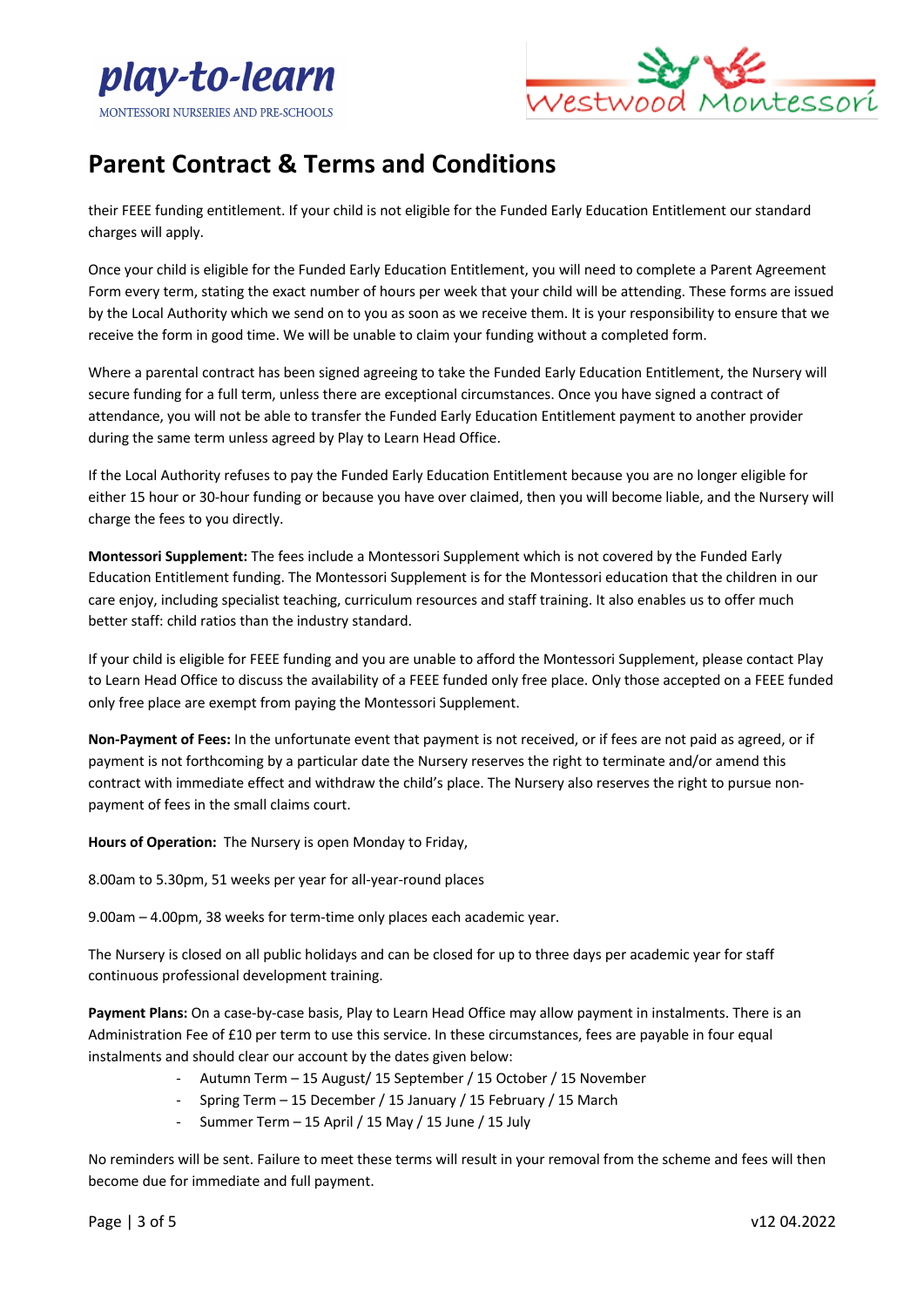# Parent Contract & Terms and Conditions

their FEEE funding entitlement. If your child is not eligible for the Funded Early Education Entitlement our standard charges will apply.

Once your child is eligible for the Funded Early Education Entitlement, you will need to complete a Parent Agreement Form every term, stating the exact number of hours per week that your child will be attending. These forms are issued by the Local Authority which we send on to you as soon as we receive them. It is your responsibility to ensure that we receive the form in good time. We will be unable to claim your funding without a completed form.

Where a parental contract has been signed agreeing to take the Funded Early Education Entitlement, the Nursery will secure funding for a full term, unless there are exceptional circumstances. Once you have signed a contract of attendance, you will not be able to transfer the Funded Early Education Entitlement payment to another provider during the same term unless agreed by Play to Learn Head Office.

If the Local Authority refuses to pay the Funded Early Education Entitlement because you are no longer eligible for either 15 hour or 30-hour funding or because you have over claimed, then you will become liable, and the Nursery will charge the fees to you directly.

**Montessori Supplement:** The fees include a Montessori Supplement which is not covered by the Funded Early Education Entitlement funding. The Montessori Supplement is for the Montessori education that the children in our care enjoy, including specialist teaching, curriculum resources and staff training. It also enables us to offer much better staff: child ratios than the industry standard.

If your child is eligible for FEEE funding and you are unable to afford the Montessori Supplement, please contact Play to Learn Head Office to discuss the availability of a FEEE funded only free place. Only those accepted on a FEEE funded only free place are exempt from paying the Montessori Supplement.

**Non-Payment of Fees:** In the unfortunate event that payment is not received, or if fees are not paid as agreed, or if payment is not forthcoming by a particular date the Nursery reserves the right to terminate and/or amend this contract with immediate effect and withdraw the child's place. The Nursery also reserves the right to pursue non-payment of fees in the small claims court.

**Hours of Operation:** The Nursery is open Monday to Friday,

8.00am to 5.30pm, 51 weeks per year for all-year-round places

9.00am – 4.00pm, 38 weeks for term-time only places each academic year.

The Nursery is closed on all public holidays and can be closed for up to three days per academic year for staff continuous professional development training.

**Payment Plans:** On a case-by-case basis, Play to Learn Head Office may allow payment in instalments. There is an Administration Fee of £10 per term to use this service. In these circumstances, fees are payable in four equal instalments and should clear our account by the dates given below:

- Autumn Term – 15 August/ 15 September / 15 October / 15 November
- Spring Term – 15 December / 15 January / 15 February / 15 March
- Summer Term – 15 April / 15 May / 15 June / 15 July

No reminders will be sent. Failure to meet these terms will result in your removal from the scheme and fees will then become due for immediate and full payment.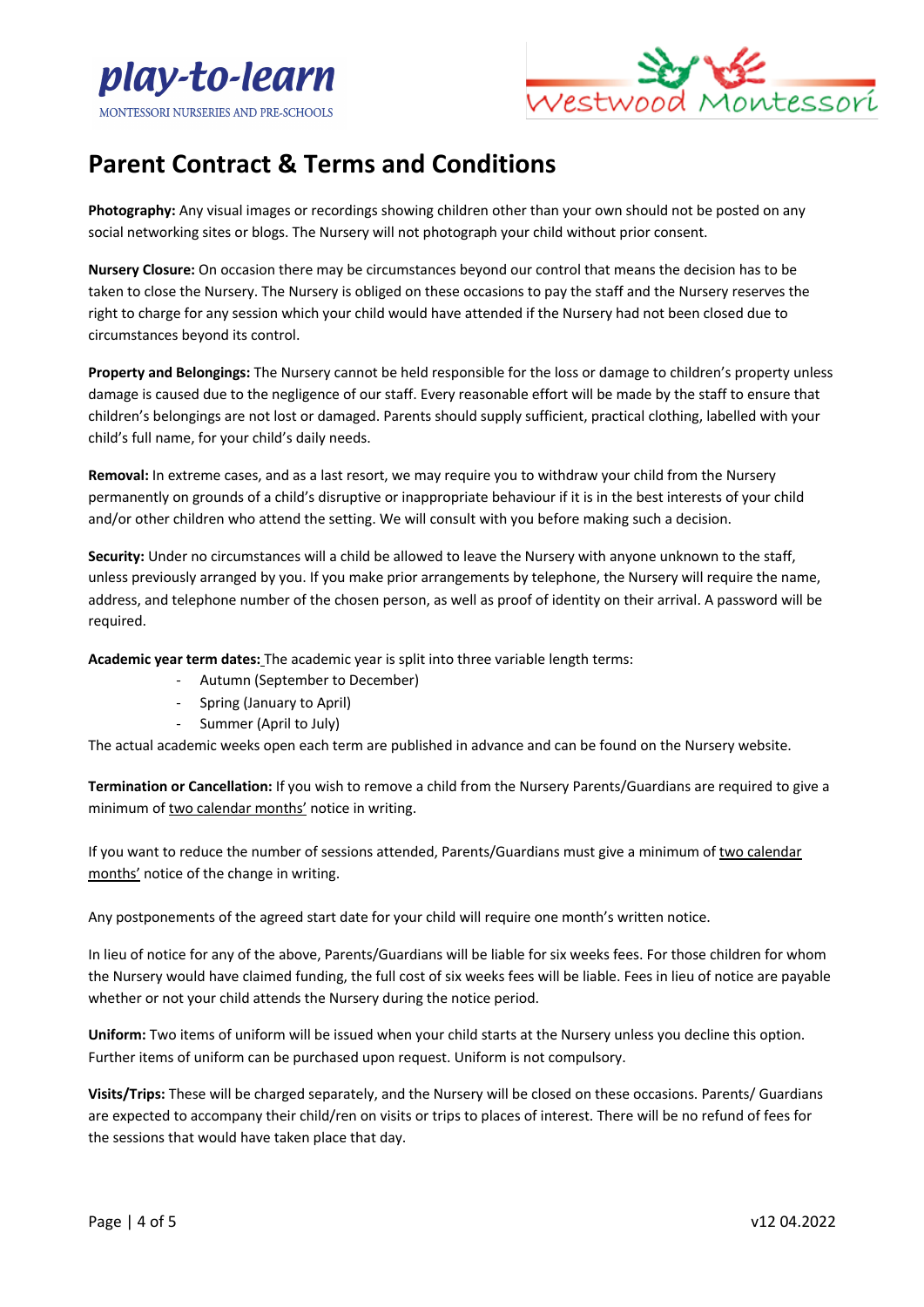# Parent Contract & Terms and Conditions

**Photography:** Any visual images or recordings showing children other than your own should not be posted on any social networking sites or blogs. The Nursery will not photograph your child without prior consent.

**Nursery Closure:** On occasion there may be circumstances beyond our control that means the decision has to be taken to close the Nursery. The Nursery is obliged on these occasions to pay the staff and the Nursery reserves the right to charge for any session which your child would have attended if the Nursery had not been closed due to circumstances beyond its control.

**Property and Belongings:** The Nursery cannot be held responsible for the loss or damage to children's property unless damage is caused due to the negligence of our staff. Every reasonable effort will be made by the staff to ensure that children's belongings are not lost or damaged. Parents should supply sufficient, practical clothing, labelled with your child's full name, for your child's daily needs.

**Removal:** In extreme cases, and as a last resort, we may require you to withdraw your child from the Nursery permanently on grounds of a child's disruptive or inappropriate behaviour if it is in the best interests of your child and/or other children who attend the setting. We will consult with you before making such a decision.

**Security:** Under no circumstances will a child be allowed to leave the Nursery with anyone unknown to the staff, unless previously arranged by you. If you make prior arrangements by telephone, the Nursery will require the name, address, and telephone number of the chosen person, as well as proof of identity on their arrival. A password will be required.

**Academic year term dates:** The academic year is split into three variable length terms:

- Autumn (September to December)
- Spring (January to April)
- Summer (April to July)

The actual academic weeks open each term are published in advance and can be found on the Nursery website.

**Termination or Cancellation:** If you wish to remove a child from the Nursery Parents/Guardians are required to give a minimum of two calendar months' notice in writing.

If you want to reduce the number of sessions attended, Parents/Guardians must give a minimum of two calendar months' notice of the change in writing.

Any postponements of the agreed start date for your child will require one month's written notice.

In lieu of notice for any of the above, Parents/Guardians will be liable for six weeks fees. For those children for whom the Nursery would have claimed funding, the full cost of six weeks fees will be liable. Fees in lieu of notice are payable whether or not your child attends the Nursery during the notice period.

**Uniform:** Two items of uniform will be issued when your child starts at the Nursery unless you decline this option. Further items of uniform can be purchased upon request. Uniform is not compulsory.

**Visits/Trips:** These will be charged separately, and the Nursery will be closed on these occasions. Parents/ Guardians are expected to accompany their child/ren on visits or trips to places of interest. There will be no refund of fees for the sessions that would have taken place that day.